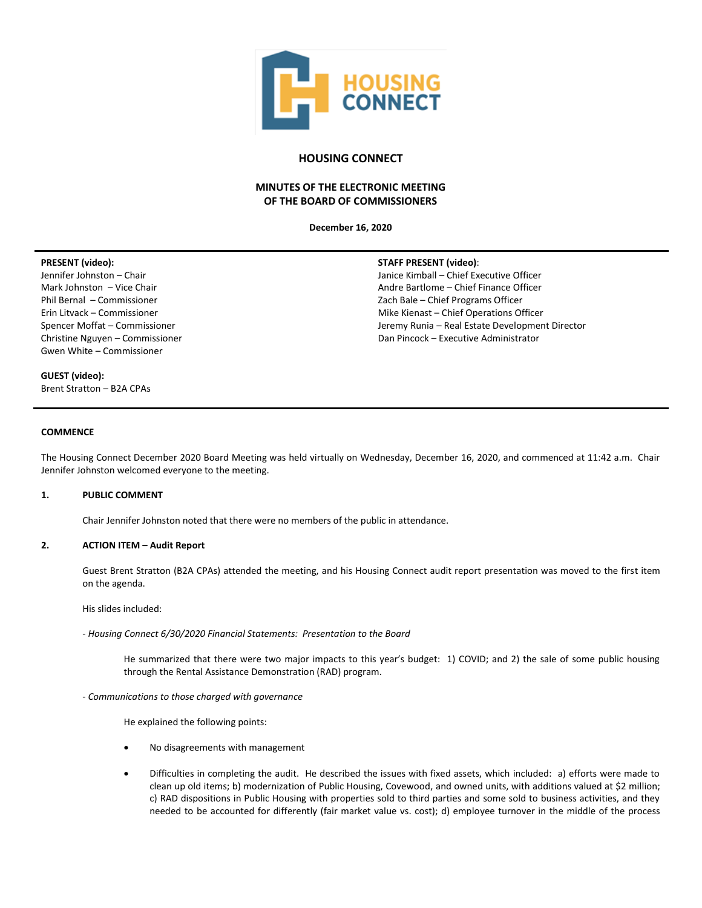# HOUSING CONNECT

## MINUTES OF THE ELECTRONIC MEETING OF THE BOARD OF COMMISSIONERS

**December 16, 2020**

---

**PRESENT (video):**
Jennifer Johnston – Chair
Mark Johnston – Vice Chair
Phil Bernal – Commissioner
Erin Litvack – Commissioner
Spencer Moffat – Commissioner
Christine Nguyen – Commissioner
Gwen White – Commissioner

**GUEST (video):**
Brent Stratton – B2A CPAs

**STAFF PRESENT (video)**:
Janice Kimball – Chief Executive Officer
Andre Bartlome – Chief Finance Officer
Zach Bale – Chief Programs Officer
Mike Kienast – Chief Operations Officer
Jeremy Runia – Real Estate Development Director
Dan Pincock – Executive Administrator

---

**COMMENCE**

The Housing Connect December 2020 Board Meeting was held virtually on Wednesday, December 16, 2020, and commenced at 11:42 a.m. Chair Jennifer Johnston welcomed everyone to the meeting.

**1. PUBLIC COMMENT**

Chair Jennifer Johnston noted that there were no members of the public in attendance.

**2. ACTION ITEM – Audit Report**

Guest Brent Stratton (B2A CPAs) attended the meeting, and his Housing Connect audit report presentation was moved to the first item on the agenda.

His slides included:

- *Housing Connect 6/30/2020 Financial Statements: Presentation to the Board*

He summarized that there were two major impacts to this year's budget: 1) COVID; and 2) the sale of some public housing through the Rental Assistance Demonstration (RAD) program.

- *Communications to those charged with governance*

He explained the following points:

- No disagreements with management
- Difficulties in completing the audit. He described the issues with fixed assets, which included: a) efforts were made to clean up old items; b) modernization of Public Housing, Covewood, and owned units, with additions valued at $2 million; c) RAD dispositions in Public Housing with properties sold to third parties and some sold to business activities, and they needed to be accounted for differently (fair market value vs. cost); d) employee turnover in the middle of the process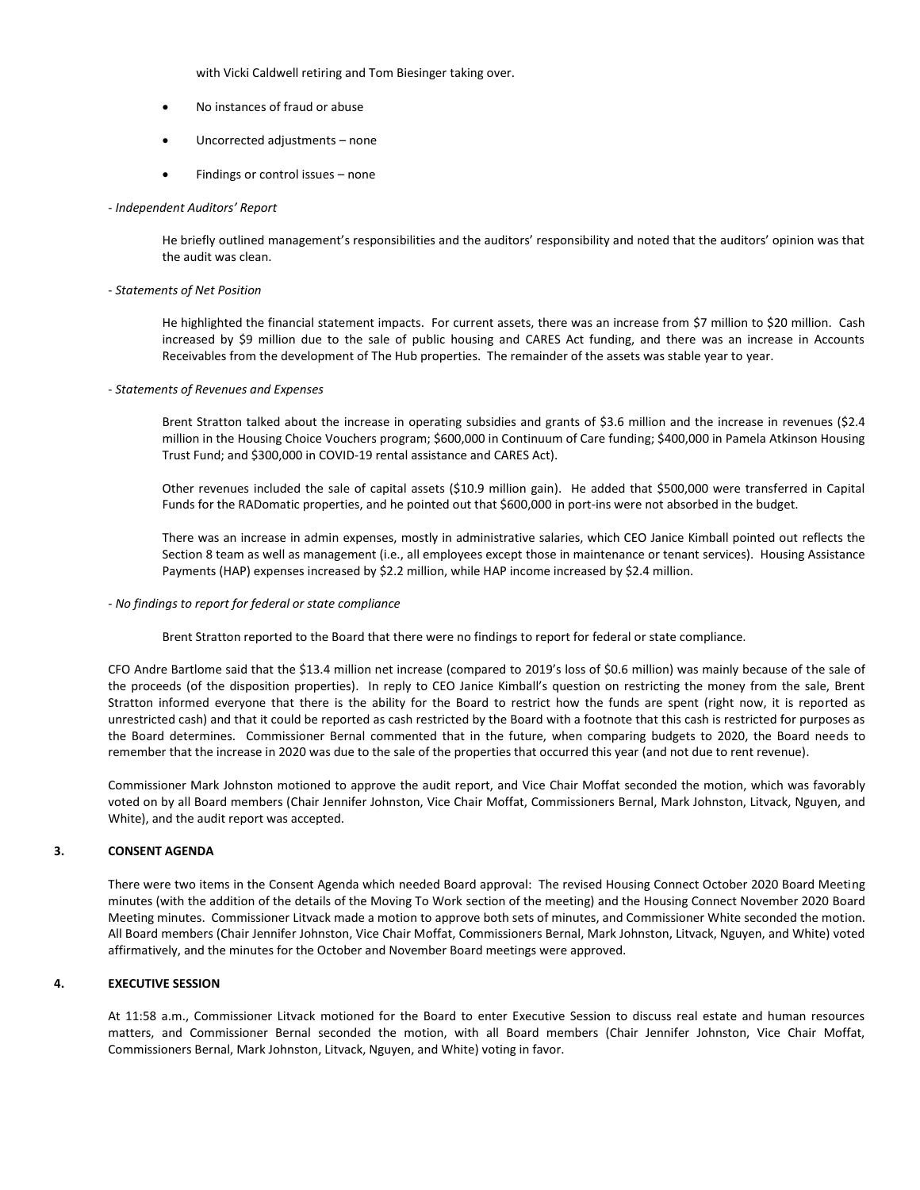with Vicki Caldwell retiring and Tom Biesinger taking over.

- No instances of fraud or abuse
- Uncorrected adjustments – none
- Findings or control issues – none

- *Independent Auditors' Report*

He briefly outlined management's responsibilities and the auditors' responsibility and noted that the auditors' opinion was that the audit was clean.

- *Statements of Net Position*

He highlighted the financial statement impacts. For current assets, there was an increase from $7 million to $20 million. Cash increased by $9 million due to the sale of public housing and CARES Act funding, and there was an increase in Accounts Receivables from the development of The Hub properties. The remainder of the assets was stable year to year.

- *Statements of Revenues and Expenses*

Brent Stratton talked about the increase in operating subsidies and grants of $3.6 million and the increase in revenues ($2.4 million in the Housing Choice Vouchers program; $600,000 in Continuum of Care funding; $400,000 in Pamela Atkinson Housing Trust Fund; and $300,000 in COVID-19 rental assistance and CARES Act).

Other revenues included the sale of capital assets ($10.9 million gain). He added that $500,000 were transferred in Capital Funds for the RADomatic properties, and he pointed out that $600,000 in port-ins were not absorbed in the budget.

There was an increase in admin expenses, mostly in administrative salaries, which CEO Janice Kimball pointed out reflects the Section 8 team as well as management (i.e., all employees except those in maintenance or tenant services). Housing Assistance Payments (HAP) expenses increased by $2.2 million, while HAP income increased by $2.4 million.

- *No findings to report for federal or state compliance*

Brent Stratton reported to the Board that there were no findings to report for federal or state compliance.

CFO Andre Bartlome said that the $13.4 million net increase (compared to 2019's loss of $0.6 million) was mainly because of the sale of the proceeds (of the disposition properties). In reply to CEO Janice Kimball's question on restricting the money from the sale, Brent Stratton informed everyone that there is the ability for the Board to restrict how the funds are spent (right now, it is reported as unrestricted cash) and that it could be reported as cash restricted by the Board with a footnote that this cash is restricted for purposes as the Board determines. Commissioner Bernal commented that in the future, when comparing budgets to 2020, the Board needs to remember that the increase in 2020 was due to the sale of the properties that occurred this year (and not due to rent revenue).

Commissioner Mark Johnston motioned to approve the audit report, and Vice Chair Moffat seconded the motion, which was favorably voted on by all Board members (Chair Jennifer Johnston, Vice Chair Moffat, Commissioners Bernal, Mark Johnston, Litvack, Nguyen, and White), and the audit report was accepted.

## 3. CONSENT AGENDA

There were two items in the Consent Agenda which needed Board approval: The revised Housing Connect October 2020 Board Meeting minutes (with the addition of the details of the Moving To Work section of the meeting) and the Housing Connect November 2020 Board Meeting minutes. Commissioner Litvack made a motion to approve both sets of minutes, and Commissioner White seconded the motion. All Board members (Chair Jennifer Johnston, Vice Chair Moffat, Commissioners Bernal, Mark Johnston, Litvack, Nguyen, and White) voted affirmatively, and the minutes for the October and November Board meetings were approved.

## 4. EXECUTIVE SESSION

At 11:58 a.m., Commissioner Litvack motioned for the Board to enter Executive Session to discuss real estate and human resources matters, and Commissioner Bernal seconded the motion, with all Board members (Chair Jennifer Johnston, Vice Chair Moffat, Commissioners Bernal, Mark Johnston, Litvack, Nguyen, and White) voting in favor.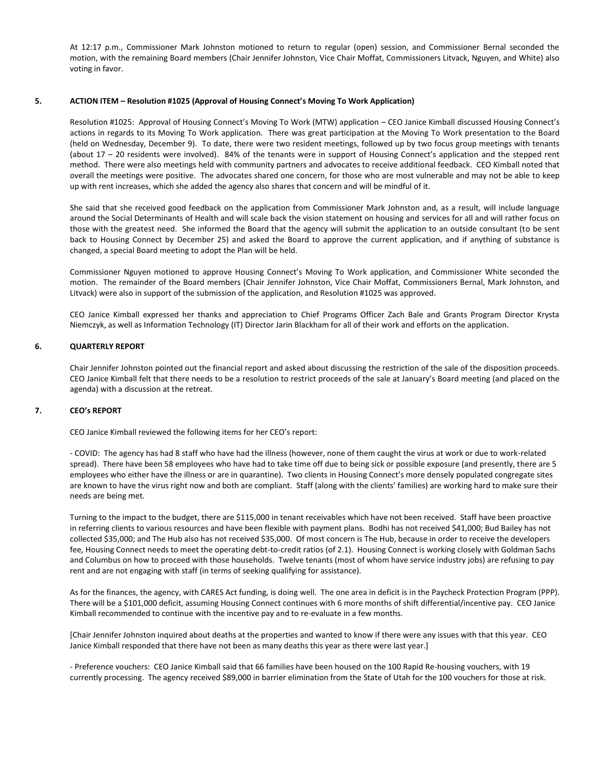At 12:17 p.m., Commissioner Mark Johnston motioned to return to regular (open) session, and Commissioner Bernal seconded the motion, with the remaining Board members (Chair Jennifer Johnston, Vice Chair Moffat, Commissioners Litvack, Nguyen, and White) also voting in favor.

### 5. ACTION ITEM – Resolution #1025 (Approval of Housing Connect's Moving To Work Application)

Resolution #1025: Approval of Housing Connect's Moving To Work (MTW) application – CEO Janice Kimball discussed Housing Connect's actions in regards to its Moving To Work application. There was great participation at the Moving To Work presentation to the Board (held on Wednesday, December 9). To date, there were two resident meetings, followed up by two focus group meetings with tenants (about 17 – 20 residents were involved). 84% of the tenants were in support of Housing Connect's application and the stepped rent method. There were also meetings held with community partners and advocates to receive additional feedback. CEO Kimball noted that overall the meetings were positive. The advocates shared one concern, for those who are most vulnerable and may not be able to keep up with rent increases, which she added the agency also shares that concern and will be mindful of it.

She said that she received good feedback on the application from Commissioner Mark Johnston and, as a result, will include language around the Social Determinants of Health and will scale back the vision statement on housing and services for all and will rather focus on those with the greatest need. She informed the Board that the agency will submit the application to an outside consultant (to be sent back to Housing Connect by December 25) and asked the Board to approve the current application, and if anything of substance is changed, a special Board meeting to adopt the Plan will be held.

Commissioner Nguyen motioned to approve Housing Connect's Moving To Work application, and Commissioner White seconded the motion. The remainder of the Board members (Chair Jennifer Johnston, Vice Chair Moffat, Commissioners Bernal, Mark Johnston, and Litvack) were also in support of the submission of the application, and Resolution #1025 was approved.

CEO Janice Kimball expressed her thanks and appreciation to Chief Programs Officer Zach Bale and Grants Program Director Krysta Niemczyk, as well as Information Technology (IT) Director Jarin Blackham for all of their work and efforts on the application.

### 6. QUARTERLY REPORT

Chair Jennifer Johnston pointed out the financial report and asked about discussing the restriction of the sale of the disposition proceeds. CEO Janice Kimball felt that there needs to be a resolution to restrict proceeds of the sale at January's Board meeting (and placed on the agenda) with a discussion at the retreat.

### 7. CEO's REPORT

CEO Janice Kimball reviewed the following items for her CEO's report:

- COVID: The agency has had 8 staff who have had the illness (however, none of them caught the virus at work or due to work-related spread). There have been 58 employees who have had to take time off due to being sick or possible exposure (and presently, there are 5 employees who either have the illness or are in quarantine). Two clients in Housing Connect's more densely populated congregate sites are known to have the virus right now and both are compliant. Staff (along with the clients' families) are working hard to make sure their needs are being met.

Turning to the impact to the budget, there are $115,000 in tenant receivables which have not been received. Staff have been proactive in referring clients to various resources and have been flexible with payment plans. Bodhi has not received $41,000; Bud Bailey has not collected $35,000; and The Hub also has not received $35,000. Of most concern is The Hub, because in order to receive the developers fee, Housing Connect needs to meet the operating debt-to-credit ratios (of 2.1). Housing Connect is working closely with Goldman Sachs and Columbus on how to proceed with those households. Twelve tenants (most of whom have service industry jobs) are refusing to pay rent and are not engaging with staff (in terms of seeking qualifying for assistance).

As for the finances, the agency, with CARES Act funding, is doing well. The one area in deficit is in the Paycheck Protection Program (PPP). There will be a $101,000 deficit, assuming Housing Connect continues with 6 more months of shift differential/incentive pay. CEO Janice Kimball recommended to continue with the incentive pay and to re-evaluate in a few months.

[Chair Jennifer Johnston inquired about deaths at the properties and wanted to know if there were any issues with that this year. CEO Janice Kimball responded that there have not been as many deaths this year as there were last year.]

- Preference vouchers: CEO Janice Kimball said that 66 families have been housed on the 100 Rapid Re-housing vouchers, with 19 currently processing. The agency received $89,000 in barrier elimination from the State of Utah for the 100 vouchers for those at risk.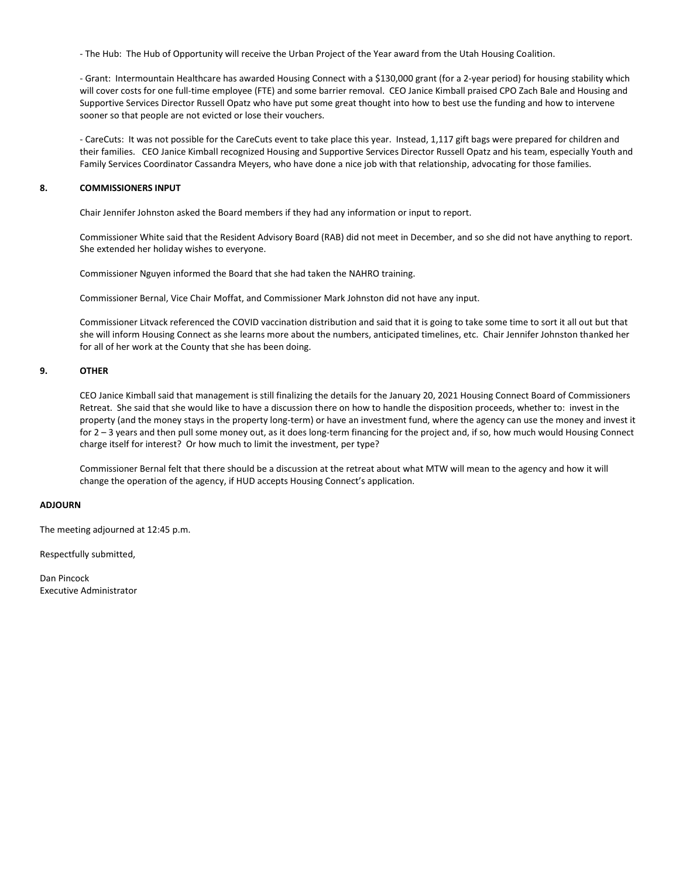- The Hub: The Hub of Opportunity will receive the Urban Project of the Year award from the Utah Housing Coalition.

- Grant: Intermountain Healthcare has awarded Housing Connect with a $130,000 grant (for a 2-year period) for housing stability which will cover costs for one full-time employee (FTE) and some barrier removal. CEO Janice Kimball praised CPO Zach Bale and Housing and Supportive Services Director Russell Opatz who have put some great thought into how to best use the funding and how to intervene sooner so that people are not evicted or lose their vouchers.

- CareCuts: It was not possible for the CareCuts event to take place this year. Instead, 1,117 gift bags were prepared for children and their families. CEO Janice Kimball recognized Housing and Supportive Services Director Russell Opatz and his team, especially Youth and Family Services Coordinator Cassandra Meyers, who have done a nice job with that relationship, advocating for those families.

## 8. COMMISSIONERS INPUT

Chair Jennifer Johnston asked the Board members if they had any information or input to report.

Commissioner White said that the Resident Advisory Board (RAB) did not meet in December, and so she did not have anything to report. She extended her holiday wishes to everyone.

Commissioner Nguyen informed the Board that she had taken the NAHRO training.

Commissioner Bernal, Vice Chair Moffat, and Commissioner Mark Johnston did not have any input.

Commissioner Litvack referenced the COVID vaccination distribution and said that it is going to take some time to sort it all out but that she will inform Housing Connect as she learns more about the numbers, anticipated timelines, etc. Chair Jennifer Johnston thanked her for all of her work at the County that she has been doing.

## 9. OTHER

CEO Janice Kimball said that management is still finalizing the details for the January 20, 2021 Housing Connect Board of Commissioners Retreat. She said that she would like to have a discussion there on how to handle the disposition proceeds, whether to: invest in the property (and the money stays in the property long-term) or have an investment fund, where the agency can use the money and invest it for 2 – 3 years and then pull some money out, as it does long-term financing for the project and, if so, how much would Housing Connect charge itself for interest? Or how much to limit the investment, per type?

Commissioner Bernal felt that there should be a discussion at the retreat about what MTW will mean to the agency and how it will change the operation of the agency, if HUD accepts Housing Connect's application.

## ADJOURN

The meeting adjourned at 12:45 p.m.

Respectfully submitted,

Dan Pincock
Executive Administrator